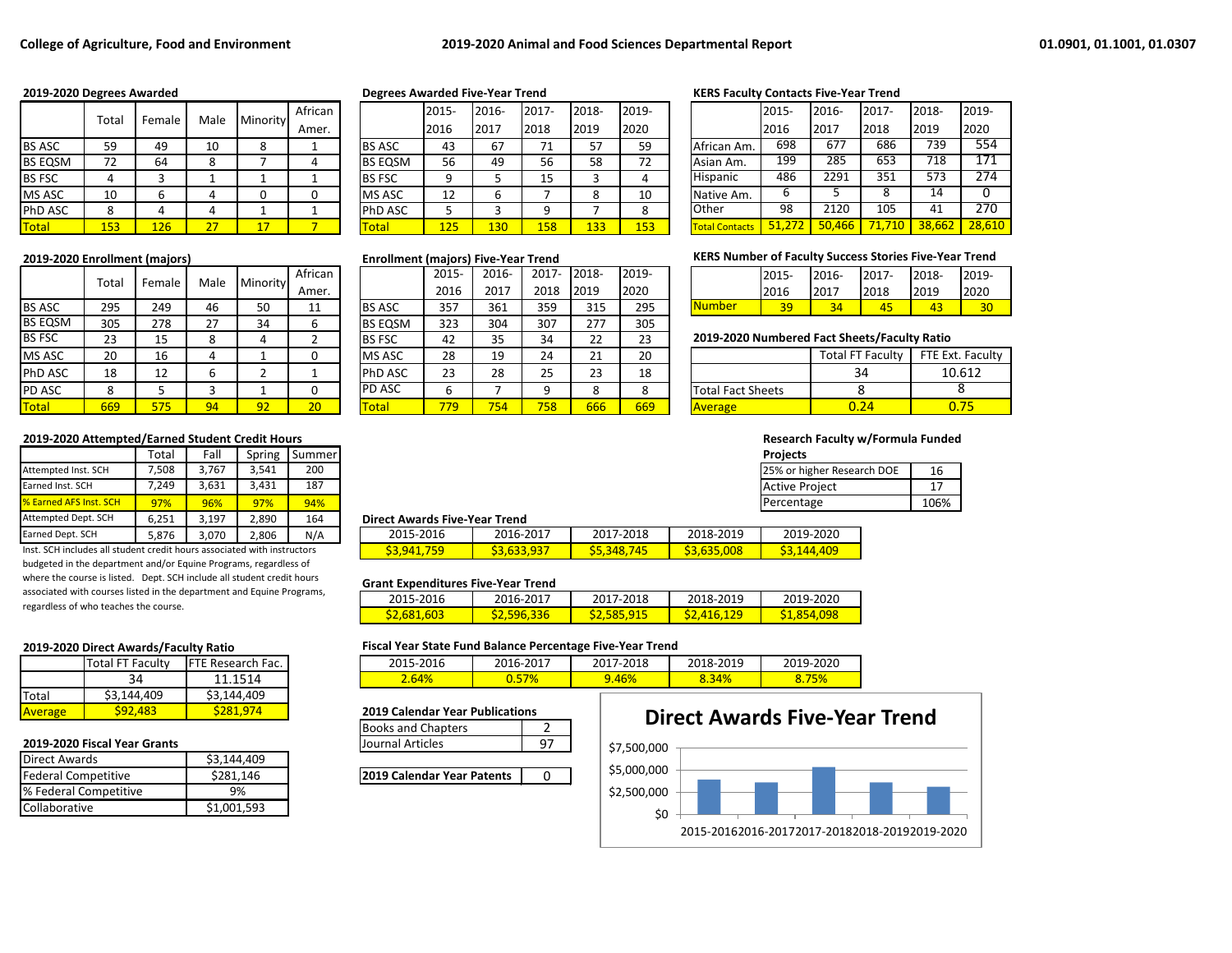**College of Agriculture, Food and Environment** — **2019-2020 Animal and Food Sciences Departmental Report** — **01.0901, 01.1001, 01.0307**

### 2019-2020 Degrees Awarded

| | Total | Female | Male | Minority | African Amer. |
|---|---|---|---|---|---|
| BS ASC | 59 | 49 | 10 | 8 | 1 |
| BS EQSM | 72 | 64 | 8 | 7 | 4 |
| BS FSC | 4 | 3 | 1 | 1 | 1 |
| MS ASC | 10 | 6 | 4 | 0 | 0 |
| PhD ASC | 8 | 4 | 4 | 1 | 1 |
| Total | 153 | 126 | 27 | 17 | 7 |

### Degrees Awarded Five-Year Trend

| | 2015-2016 | 2016-2017 | 2017-2018 | 2018-2019 | 2019-2020 |
|---|---|---|---|---|---|
| BS ASC | 43 | 67 | 71 | 57 | 59 |
| BS EQSM | 56 | 49 | 56 | 58 | 72 |
| BS FSC | 9 | 5 | 15 | 3 | 4 |
| MS ASC | 12 | 6 | 7 | 8 | 10 |
| PhD ASC | 5 | 3 | 9 | 7 | 8 |
| Total | 125 | 130 | 158 | 133 | 153 |

### KERS Faculty Contacts Five-Year Trend

| | 2015-2016 | 2016-2017 | 2017-2018 | 2018-2019 | 2019-2020 |
|---|---|---|---|---|---|
| African Am. | 698 | 677 | 686 | 739 | 554 |
| Asian Am. | 199 | 285 | 653 | 718 | 171 |
| Hispanic | 486 | 2291 | 351 | 573 | 274 |
| Native Am. | 6 | 5 | 8 | 14 | 0 |
| Other | 98 | 2120 | 105 | 41 | 270 |
| Total Contacts | 51,272 | 50,466 | 71,710 | 38,662 | 28,610 |

### 2019-2020 Enrollment (majors)

| | Total | Female | Male | Minority | African Amer. |
|---|---|---|---|---|---|
| BS ASC | 295 | 249 | 46 | 50 | 11 |
| BS EQSM | 305 | 278 | 27 | 34 | 6 |
| BS FSC | 23 | 15 | 8 | 4 | 2 |
| MS ASC | 20 | 16 | 4 | 1 | 0 |
| PhD ASC | 18 | 12 | 6 | 2 | 1 |
| PD ASC | 8 | 5 | 3 | 1 | 0 |
| Total | 669 | 575 | 94 | 92 | 20 |

### Enrollment (majors) Five-Year Trend

| | 2015-2016 | 2016-2017 | 2017-2018 | 2018-2019 | 2019-2020 |
|---|---|---|---|---|---|
| BS ASC | 357 | 361 | 359 | 315 | 295 |
| BS EQSM | 323 | 304 | 307 | 277 | 305 |
| BS FSC | 42 | 35 | 34 | 22 | 23 |
| MS ASC | 28 | 19 | 24 | 21 | 20 |
| PhD ASC | 23 | 28 | 25 | 23 | 18 |
| PD ASC | 6 | 7 | 9 | 8 | 8 |
| Total | 779 | 754 | 758 | 666 | 669 |

### KERS Number of Faculty Success Stories Five-Year Trend

| | 2015-2016 | 2016-2017 | 2017-2018 | 2018-2019 | 2019-2020 |
|---|---|---|---|---|---|
| Number | 39 | 34 | 45 | 43 | 30 |

### 2019-2020 Numbered Fact Sheets/Faculty Ratio

| | Total FT Faculty | FTE Ext. Faculty |
|---|---|---|
| | 34 | 10.612 |
| Total Fact Sheets | 8 | 8 |
| Average | 0.24 | 0.75 |

### 2019-2020 Attempted/Earned Student Credit Hours

| | Total | Fall | Spring | Summer |
|---|---|---|---|---|
| Attempted Inst. SCH | 7,508 | 3,767 | 3,541 | 200 |
| Earned Inst. SCH | 7,249 | 3,631 | 3,431 | 187 |
| % Earned AFS Inst. SCH | 97% | 96% | 97% | 94% |
| Attempted Dept. SCH | 6,251 | 3,197 | 2,890 | 164 |
| Earned Dept. SCH | 5,876 | 3,070 | 2,806 | N/A |

Inst. SCH includes all student credit hours associated with instructors budgeted in the department and/or Equine Programs, regardless of where the course is listed. Dept. SCH include all student credit hours associated with courses listed in the department and Equine Programs, regardless of who teaches the course.

### Research Faculty w/Formula Funded Projects

| | |
|---|---|
| 25% or higher Research DOE | 16 |
| Active Project | 17 |
| Percentage | 106% |

### Direct Awards Five-Year Trend

| 2015-2016 | 2016-2017 | 2017-2018 | 2018-2019 | 2019-2020 |
|---|---|---|---|---|
| $3,941,759 | $3,633,937 | $5,348,745 | $3,635,008 | $3,144,409 |

### Grant Expenditures Five-Year Trend

| 2015-2016 | 2016-2017 | 2017-2018 | 2018-2019 | 2019-2020 |
|---|---|---|---|---|
| $2,681,603 | $2,596,336 | $2,585,915 | $2,416,129 | $1,854,098 |

### 2019-2020 Direct Awards/Faculty Ratio

| | Total FT Faculty | FTE Research Fac. |
|---|---|---|
| | 34 | 11.1514 |
| Total | $3,144,409 | $3,144,409 |
| Average | $92,483 | $281,974 |

### Fiscal Year State Fund Balance Percentage Five-Year Trend

| 2015-2016 | 2016-2017 | 2017-2018 | 2018-2019 | 2019-2020 |
|---|---|---|---|---|
| 2.64% | 0.57% | 9.46% | 8.34% | 8.75% |

### 2019 Calendar Year Publications

| | |
|---|---|
| Books and Chapters | 2 |
| Journal Articles | 97 |

| | |
|---|---|
| **2019 Calendar Year Patents** | 0 |

### 2019-2020 Fiscal Year Grants

| | |
|---|---|
| Direct Awards | $3,144,409 |
| Federal Competitive | $281,146 |
| % Federal Competitive | 9% |
| Collaborative | $1,001,593 |

### Direct Awards Five-Year Trend

$7,500,000 / $5,000,000 / $2,500,000 / $0

2015-2016 2016-2017 2017-2018 2018-2019 2019-2020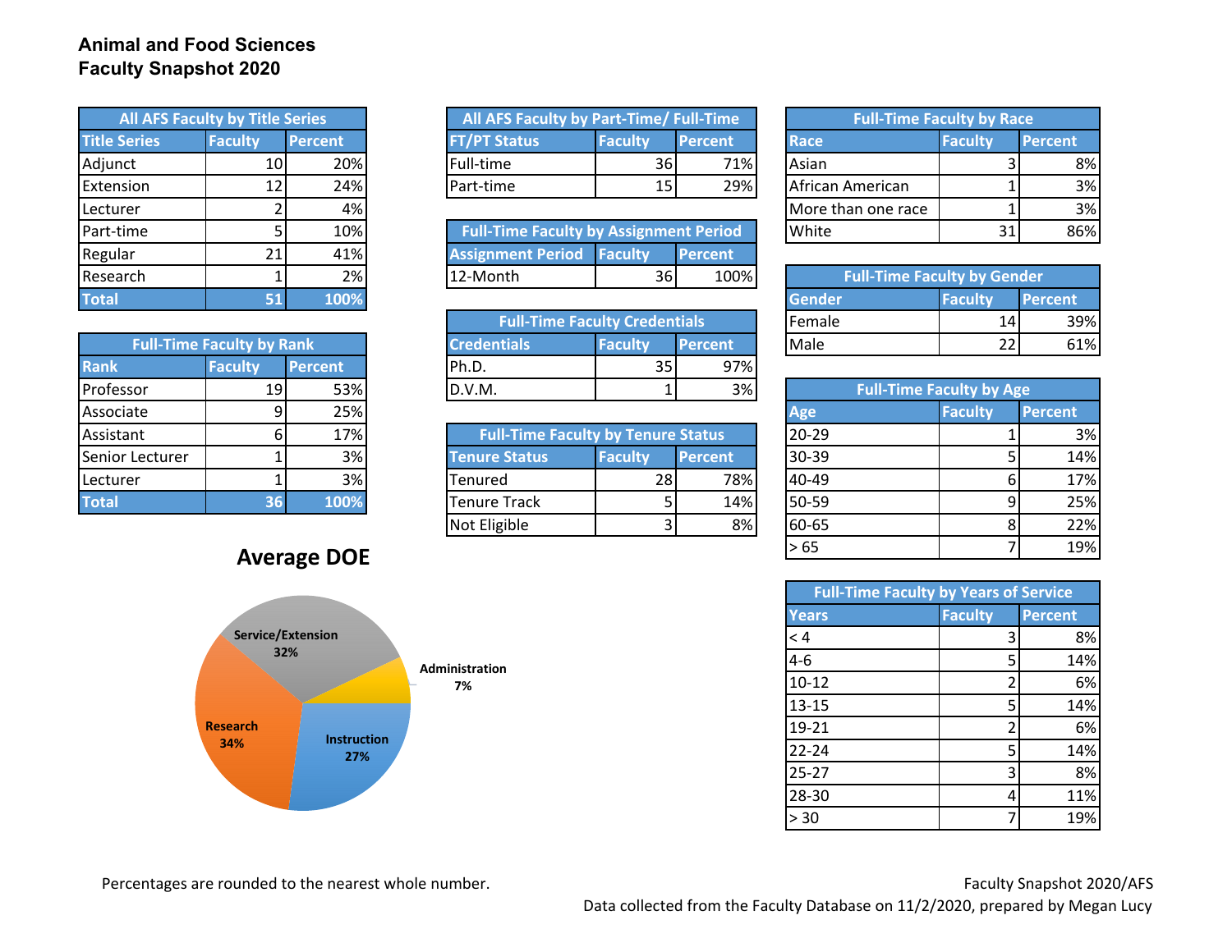**Animal and Food Sciences**
**Faculty Snapshot 2020**

| All AFS Faculty by Title Series | | |
|---|---|---|
| Title Series | Faculty | Percent |
| Adjunct | 10 | 20% |
| Extension | 12 | 24% |
| Lecturer | 2 | 4% |
| Part-time | 5 | 10% |
| Regular | 21 | 41% |
| Research | 1 | 2% |
| **Total** | **51** | **100%** |

| Full-Time Faculty by Rank | | |
|---|---|---|
| Rank | Faculty | Percent |
| Professor | 19 | 53% |
| Associate | 9 | 25% |
| Assistant | 6 | 17% |
| Senior Lecturer | 1 | 3% |
| Lecturer | 1 | 3% |
| **Total** | **36** | **100%** |

## Average DOE

Service/Extension 32%
Administration 7%
Research 34%
Instruction 27%

| All AFS Faculty by Part-Time/ Full-Time | | |
|---|---|---|
| FT/PT Status | Faculty | Percent |
| Full-time | 36 | 71% |
| Part-time | 15 | 29% |

| Full-Time Faculty by Assignment Period | | |
|---|---|---|
| Assignment Period | Faculty | Percent |
| 12-Month | 36 | 100% |

| Full-Time Faculty Credentials | | |
|---|---|---|
| Credentials | Faculty | Percent |
| Ph.D. | 35 | 97% |
| D.V.M. | 1 | 3% |

| Full-Time Faculty by Tenure Status | | |
|---|---|---|
| Tenure Status | Faculty | Percent |
| Tenured | 28 | 78% |
| Tenure Track | 5 | 14% |
| Not Eligible | 3 | 8% |

| Full-Time Faculty by Race | | |
|---|---|---|
| Race | Faculty | Percent |
| Asian | 3 | 8% |
| African American | 1 | 3% |
| More than one race | 1 | 3% |
| White | 31 | 86% |

| Full-Time Faculty by Gender | | |
|---|---|---|
| Gender | Faculty | Percent |
| Female | 14 | 39% |
| Male | 22 | 61% |

| Full-Time Faculty by Age | | |
|---|---|---|
| Age | Faculty | Percent |
| 20-29 | 1 | 3% |
| 30-39 | 5 | 14% |
| 40-49 | 6 | 17% |
| 50-59 | 9 | 25% |
| 60-65 | 8 | 22% |
| > 65 | 7 | 19% |

| Full-Time Faculty by Years of Service | | |
|---|---|---|
| Years | Faculty | Percent |
| < 4 | 3 | 8% |
| 4-6 | 5 | 14% |
| 10-12 | 2 | 6% |
| 13-15 | 5 | 14% |
| 19-21 | 2 | 6% |
| 22-24 | 5 | 14% |
| 25-27 | 3 | 8% |
| 28-30 | 4 | 11% |
| > 30 | 7 | 19% |

Percentages are rounded to the nearest whole number.

Faculty Snapshot 2020/AFS
Data collected from the Faculty Database on 11/2/2020, prepared by Megan Lucy